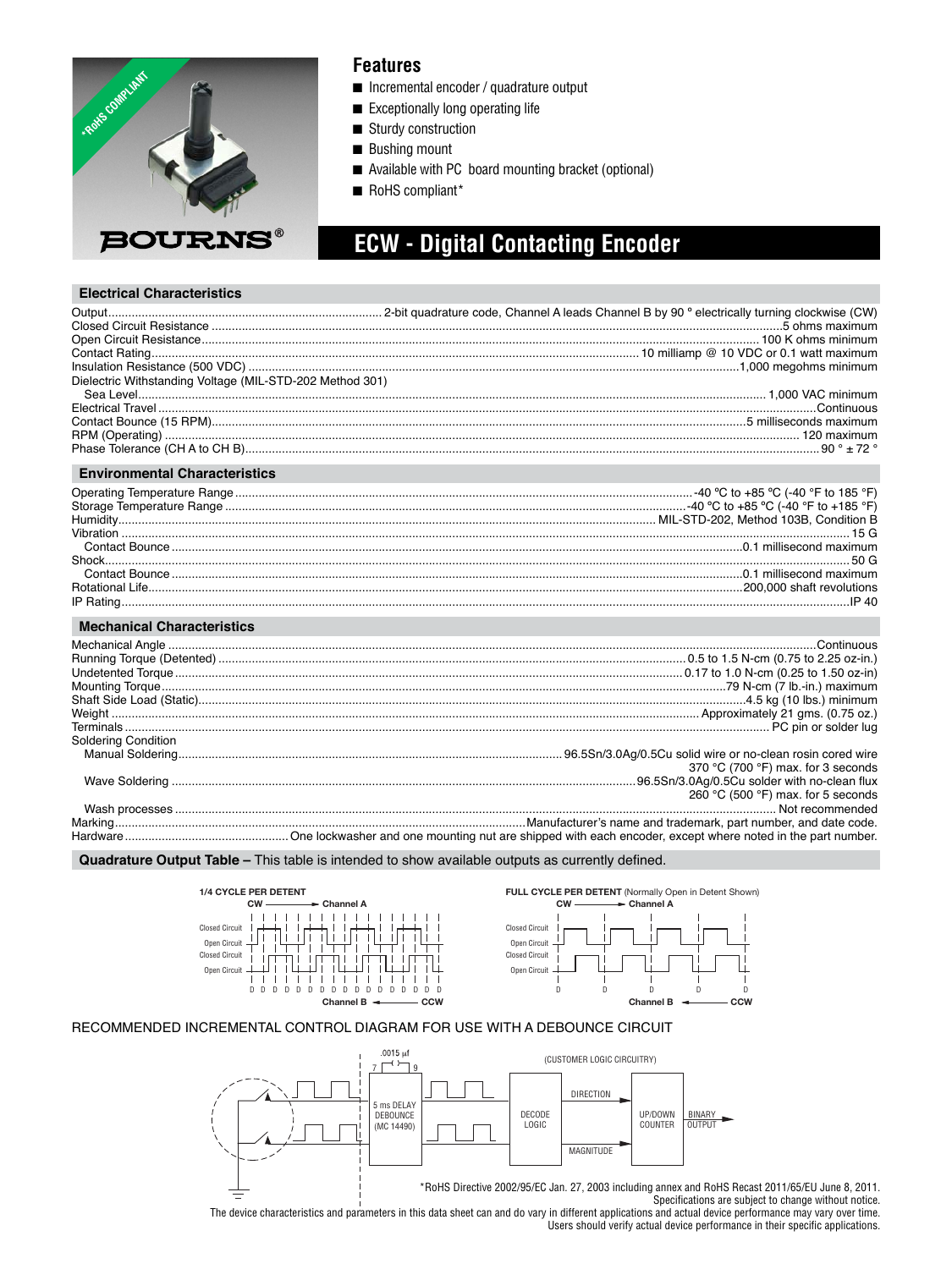# ECW - Digital Contacting Encoder

BOURNS®

*RoHS COMPLIANT

## Features

- Incremental encoder / quadrature output
- Exceptionally long operating life
- Sturdy construction
- Bushing mount
- Available with PC board mounting bracket (optional)
- RoHS compliant*

## Electrical Characteristics

| Parameter | Value |
|---|---|
| Output | 2-bit quadrature code, Channel A leads Channel B by 90 ° electrically turning clockwise (CW) |
| Closed Circuit Resistance | 5 ohms maximum |
| Open Circuit Resistance | 100 K ohms minimum |
| Contact Rating | 10 milliamp @ 10 VDC or 0.1 watt maximum |
| Insulation Resistance (500 VDC) | 1,000 megohms minimum |
| Dielectric Withstanding Voltage (MIL-STD-202 Method 301) | |
| Sea Level | 1,000 VAC minimum |
| Electrical Travel | Continuous |
| Contact Bounce (15 RPM) | 5 milliseconds maximum |
| RPM (Operating) | 120 maximum |
| Phase Tolerance (CH A to CH B) | 90 ° ± 72 ° |

## Environmental Characteristics

| Parameter | Value |
|---|---|
| Operating Temperature Range | -40 °C to +85 °C (-40 °F to 185 °F) |
| Storage Temperature Range | -40 °C to +85 °C (-40 °F to +185 °F) |
| Humidity | MIL-STD-202, Method 103B, Condition B |
| Vibration | 15 G |
| Contact Bounce | 0.1 millisecond maximum |
| Shock | 50 G |
| Contact Bounce | 0.1 millisecond maximum |
| Rotational Life | 200,000 shaft revolutions |
| IP Rating | IP 40 |

## Mechanical Characteristics

| Parameter | Value |
|---|---|
| Mechanical Angle | Continuous |
| Running Torque (Detented) | 0.5 to 1.5 N-cm (0.75 to 2.25 oz-in.) |
| Undetented Torque | 0.17 to 1.0 N-cm (0.25 to 1.50 oz-in) |
| Mounting Torque | 79 N-cm (7 lb.-in.) maximum |
| Shaft Side Load (Static) | 4.5 kg (10 lbs.) minimum |
| Weight | Approximately 21 gms. (0.75 oz.) |
| Terminals | PC pin or solder lug |
| Soldering Condition | |
| Manual Soldering | 96.5Sn/3.0Ag/0.5Cu solid wire or no-clean rosin cored wire 370 °C (700 °F) max. for 3 seconds |
| Wave Soldering | 96.5Sn/3.0Ag/0.5Cu solder with no-clean flux 260 °C (500 °F) max. for 5 seconds |
| Wash processes | Not recommended |
| Marking | Manufacturer's name and trademark, part number, and date code. |
| Hardware | One lockwasher and one mounting nut are shipped with each encoder, except where noted in the part number. |

## Quadrature Output Table – This table is intended to show available outputs as currently defined.

**1/4 CYCLE PER DETENT** — CW → Channel A; Closed Circuit / Open Circuit; Closed Circuit / Open Circuit; D D D D D D D D D D D D D D D D D; Channel B ← CCW

**FULL CYCLE PER DETENT** (Normally Open in Detent Shown) — CW → Channel A; Closed Circuit / Open Circuit; Closed Circuit / Open Circuit; D D D D D; Channel B ← CCW

RECOMMENDED INCREMENTAL CONTROL DIAGRAM FOR USE WITH A DEBOUNCE CIRCUIT

.0015 µf; 7; 9; 5 ms DELAY DEBOUNCE (MC 14490); (CUSTOMER LOGIC CIRCUITRY); DECODE LOGIC; DIRECTION; MAGNITUDE; UP/DOWN COUNTER; BINARY OUTPUT

*RoHS Directive 2002/95/EC Jan. 27, 2003 including annex and RoHS Recast 2011/65/EU June 8, 2011.
Specifications are subject to change without notice.
The device characteristics and parameters in this data sheet can and do vary in different applications and actual device performance may vary over time.
Users should verify actual device performance in their specific applications.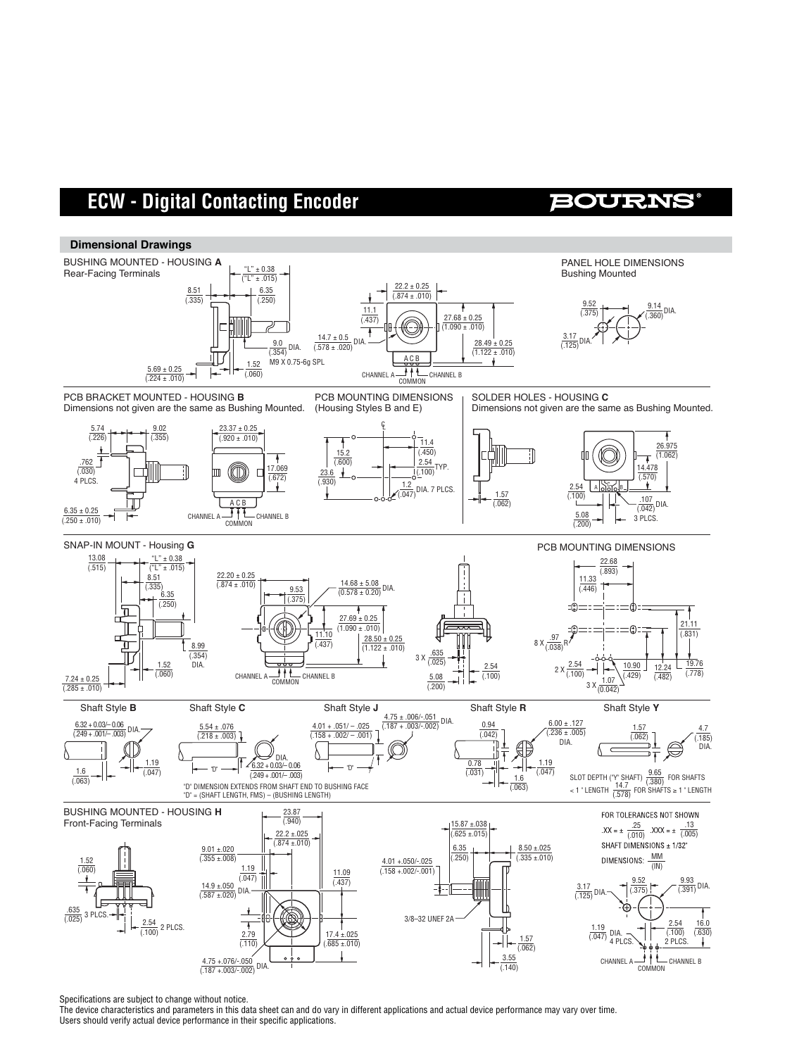# ECW - Digital Contacting Encoder

## Dimensional Drawings

### BUSHING MOUNTED - HOUSING A
Rear-Facing Terminals

"L" ± 0.38 ("L" ± .015)
8.51 (.335)
6.35 (.250)
9.0 (.354) DIA.
M9 X 0.75-6g SPL
1.52 (.060)
5.69 ± 0.25 (.224 ± .010)
22.2 ± 0.25 (.874 ± .010)
11.1 (.437)
27.68 ± 0.25 (1.090 ± .010)
14.7 ± 0.5 (.578 ± .020) DIA.
28.49 ± 0.25 (1.122 ± .010)
A C B
CHANNEL A — COMMON — CHANNEL B

### PANEL HOLE DIMENSIONS
Bushing Mounted

9.52 (.375)
9.14 (.360) DIA.
3.17 (.125) DIA.

### PCB BRACKET MOUNTED - HOUSING B
Dimensions not given are the same as Bushing Mounted.

5.74 (.226)
9.02 (.355)
.762 (.030) 4 PLCS.
6.35 ± 0.25 (.250 ± .010)
23.37 ± 0.25 (.920 ± .010)
17.069 (.672)
A C B
CHANNEL A — COMMON — CHANNEL B

### PCB MOUNTING DIMENSIONS
(Housing Styles B and E)

11.4 (.450)
15.2 (.600)
2.54 (.100) TYP.
23.6 (.930)
1.2 (.047) DIA. 7 PLCS.

### SOLDER HOLES - HOUSING C
Dimensions not given are the same as Bushing Mounted.

26.975 (1.062)
14.478 (.570)
2.54 (.100)
1.57 (.062)
.107 (.042) DIA. 3 PLCS.
5.08 (.200)

### SNAP-IN MOUNT - Housing G

13.08 (.515)
"L" ± 0.38 ("L" ± .015)
8.51 (.335)
6.35 (.250)
8.99 (.354) DIA.
1.52 (.060)
7.24 ± 0.25 (.285 ± .010)
22.20 ± 0.25 (.874 ± .010)
9.53 (.375)
14.68 ± 5.08 (0.578 ± 0.20) DIA.
11.10 (.437)
27.69 ± 0.25 (1.090 ± .010)
28.50 ± 0.25 (1.122 ± .010)
CHANNEL A — COMMON — CHANNEL B
3 X .635 (.025)
5.08 (.200)
2.54 (.100)

### PCB MOUNTING DIMENSIONS

22.68 (.893)
11.33 (.446)
21.11 (.831)
8 X .97 (.038) R
2 X 2.54 (.100)
10.90 (.429)
12.24 (.482)
19.76 (.778)
3 X 1.07 (0.042)

### Shaft Style B
6.32 + 0.03/– 0.06 (.249 + .001/– .003) DIA.
1.6 (.063)
1.19 (.047)

### Shaft Style C
5.54 ± .076 (.218 ± .003)
6.32 + 0.03/– 0.06 (.249 + .001/– .003) DIA.
"D"
"D" DIMENSION EXTENDS FROM SHAFT END TO BUSHING FACE
"D" = (SHAFT LENGTH, FMS) – (BUSHING LENGTH)

### Shaft Style J
4.75 ± .006/-.051 (.187 + .003/-.002) DIA.
4.01 + .051/ – .025 (.158 + .002/ – .001)
"D"

### Shaft Style R
0.94 (.042)
6.00 ± .127 (.236 ± .005) DIA.
0.78 (.031)
1.19 (.047)
1.6 (.063)

### Shaft Style Y
1.57 (.062)
4.7 (.185) DIA.
SLOT DEPTH ("Y" SHAFT) 9.65 (.380) FOR SHAFTS < 1 " LENGTH
14.7 (.578) FOR SHAFTS ≥ 1 " LENGTH

### BUSHING MOUNTED - HOUSING H
Front-Facing Terminals

1.52 (.060)
.635 (.025) 3 PLCS.
2.54 (.100) 2 PLCS.
23.87 (.940)
22.2 ± .025 (.874 ± .010)
9.01 ± .020 (.355 ± .008)
1.19 (.047)
14.9 ± .050 (.587 ± .020) DIA.
11.09 (.437)
2.79 (.110)
17.4 ± .025 (.685 ± .010)
4.75 + .076/-.050 (.187 + .003/-.002) DIA.
15.87 ± .038 (.625 ± .015)
6.35 (.250)
8.50 ± .025 (.335 ± .010)
4.01 + .050/-.025 (.158 + .002/-.001)
3/8–32 UNEF 2A
1.57 (.062)
3.55 (.140)

FOR TOLERANCES NOT SHOWN
.XX = ± .25 (.010) .XXX = ± .13 (.005)
SHAFT DIMENSIONS ± 1/32"
DIMENSIONS: MM (IN)

3.17 (.125) DIA.
9.52 (.375)
9.93 (.391) DIA.
1.19 (.047) DIA. 4 PLCS.
2.54 (.100) 2 PLCS.
16.0 (.630)
CHANNEL A — COMMON — CHANNEL B

Specifications are subject to change without notice.
The device characteristics and parameters in this data sheet can and do vary in different applications and actual device performance may vary over time.
Users should verify actual device performance in their specific applications.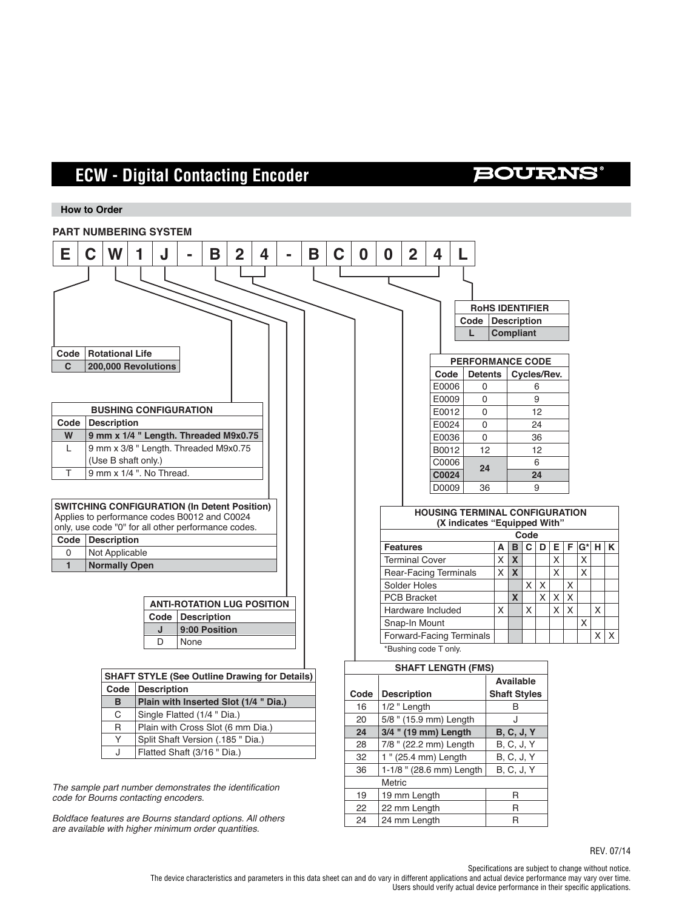# ECW - Digital Contacting Encoder

BOURNS®

## How to Order

### PART NUMBERING SYSTEM

| E | C | W | 1 | J | - | B | 2 | 4 | - | B | C | 0 | 0 | 2 | 4 | L |
|---|---|---|---|---|---|---|---|---|---|---|---|---|---|---|---|---|

| Code | Rotational Life |
|---|---|
| **C** | **200,000 Revolutions** |

| BUSHING CONFIGURATION | |
|---|---|
| **Code** | **Description** |
| **W** | **9 mm x 1/4 " Length. Threaded M9x0.75** |
| L | 9 mm x 3/8 " Length. Threaded M9x0.75 (Use B shaft only.) |
| T | 9 mm x 1/4 ". No Thread. |

| SWITCHING CONFIGURATION (In Detent Position) Applies to performance codes B0012 and C0024 only, use code "0" for all other performance codes. | |
|---|---|
| **Code** | **Description** |
| 0 | Not Applicable |
| **1** | **Normally Open** |

| ANTI-ROTATION LUG POSITION | |
|---|---|
| **Code** | **Description** |
| **J** | **9:00 Position** |
| D | None |

| SHAFT STYLE (See Outline Drawing for Details) | |
|---|---|
| **Code** | **Description** |
| **B** | **Plain with Inserted Slot (1/4 " Dia.)** |
| C | Single Flatted (1/4 " Dia.) |
| R | Plain with Cross Slot (6 mm Dia.) |
| Y | Split Shaft Version (.185 " Dia.) |
| J | Flatted Shaft (3/16 " Dia.) |

| RoHS IDENTIFIER | |
|---|---|
| **Code** | **Description** |
| **L** | **Compliant** |

| PERFORMANCE CODE | | |
|---|---|---|
| **Code** | **Detents** | **Cycles/Rev.** |
| E0006 | 0 | 6 |
| E0009 | 0 | 9 |
| E0012 | 0 | 12 |
| E0024 | 0 | 24 |
| E0036 | 0 | 36 |
| B0012 | 12 | 12 |
| C0006 | 24 | 6 |
| **C0024** | **24** | **24** |
| D0009 | 36 | 9 |

| HOUSING TERMINAL CONFIGURATION (X indicates "Equipped With" | | | | | | | | | |
|---|---|---|---|---|---|---|---|---|---|
| | Code | | | | | | | | |
| **Features** | **A** | **B** | **C** | **D** | **E** | **F** | **G*** | **H** | **K** |
| Terminal Cover | X | **X** | | | X | | X | | |
| Rear-Facing Terminals | X | **X** | | | X | | X | | |
| Solder Holes | | | X | X | | X | | | |
| PCB Bracket | | **X** | | X | X | X | | | |
| Hardware Included | X | | X | | X | X | | X | |
| Snap-In Mount | | | | | | | X | | |
| Forward-Facing Terminals | | | | | | | | X | X |

*Bushing code T only.

| SHAFT LENGTH (FMS) | | |
|---|---|---|
| **Code** | **Description** | **Available Shaft Styles** |
| 16 | 1/2 " Length | B |
| 20 | 5/8 " (15.9 mm) Length | J |
| **24** | **3/4 " (19 mm) Length** | **B, C, J, Y** |
| 28 | 7/8 " (22.2 mm) Length | B, C, J, Y |
| 32 | 1 " (25.4 mm) Length | B, C, J, Y |
| 36 | 1-1/8 " (28.6 mm) Length | B, C, J, Y |
| | Metric | |
| 19 | 19 mm Length | R |
| 22 | 22 mm Length | R |
| 24 | 24 mm Length | R |

*The sample part number demonstrates the identification code for Bourns contacting encoders.*

*Boldface features are Bourns standard options. All others are available with higher minimum order quantities.*

REV. 07/14

Specifications are subject to change without notice.
The device characteristics and parameters in this data sheet can and do vary in different applications and actual device performance may vary over time.
Users should verify actual device performance in their specific applications.